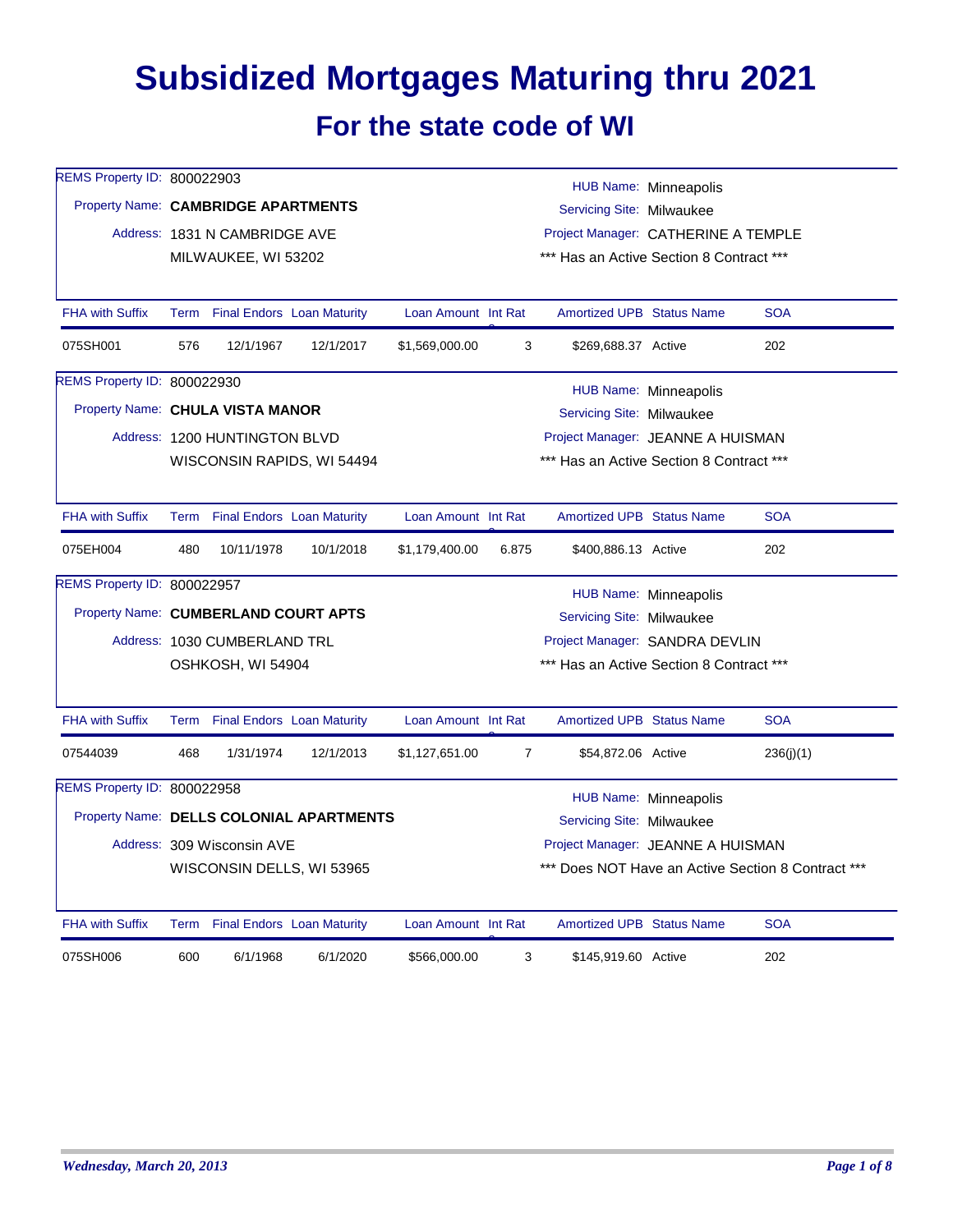# Subsidized Mortgages Maturing thru 2021

## For the state code of WI

REMS Property ID: 800022903
Property Name: **CAMBRIDGE APARTMENTS**
Address: 1831 N CAMBRIDGE AVE
MILWAUKEE, WI 53202

HUB Name: Minneapolis
Servicing Site: Milwaukee
Project Manager: CATHERINE A TEMPLE
*** Has an Active Section 8 Contract ***

| FHA with Suffix | Term | Final Endors | Loan Maturity | Loan Amount | Int Rate | Amortized UPB | Status Name | SOA |
|---|---|---|---|---|---|---|---|---|
| 075SH001 | 576 | 12/1/1967 | 12/1/2017 | $1,569,000.00 | 3 | $269,688.37 | Active | 202 |

REMS Property ID: 800022930
Property Name: **CHULA VISTA MANOR**
Address: 1200 HUNTINGTON BLVD
WISCONSIN RAPIDS, WI 54494

HUB Name: Minneapolis
Servicing Site: Milwaukee
Project Manager: JEANNE A HUISMAN
*** Has an Active Section 8 Contract ***

| FHA with Suffix | Term | Final Endors | Loan Maturity | Loan Amount | Int Rate | Amortized UPB | Status Name | SOA |
|---|---|---|---|---|---|---|---|---|
| 075EH004 | 480 | 10/11/1978 | 10/1/2018 | $1,179,400.00 | 6.875 | $400,886.13 | Active | 202 |

REMS Property ID: 800022957
Property Name: **CUMBERLAND COURT APTS**
Address: 1030 CUMBERLAND TRL
OSHKOSH, WI 54904

HUB Name: Minneapolis
Servicing Site: Milwaukee
Project Manager: SANDRA DEVLIN
*** Has an Active Section 8 Contract ***

| FHA with Suffix | Term | Final Endors | Loan Maturity | Loan Amount | Int Rate | Amortized UPB | Status Name | SOA |
|---|---|---|---|---|---|---|---|---|
| 07544039 | 468 | 1/31/1974 | 12/1/2013 | $1,127,651.00 | 7 | $54,872.06 | Active | 236(j)(1) |

REMS Property ID: 800022958
Property Name: **DELLS COLONIAL APARTMENTS**
Address: 309 Wisconsin AVE
WISCONSIN DELLS, WI 53965

HUB Name: Minneapolis
Servicing Site: Milwaukee
Project Manager: JEANNE A HUISMAN
*** Does NOT Have an Active Section 8 Contract ***

| FHA with Suffix | Term | Final Endors | Loan Maturity | Loan Amount | Int Rate | Amortized UPB | Status Name | SOA |
|---|---|---|---|---|---|---|---|---|
| 075SH006 | 600 | 6/1/1968 | 6/1/2020 | $566,000.00 | 3 | $145,919.60 | Active | 202 |

*Wednesday, March 20, 2013*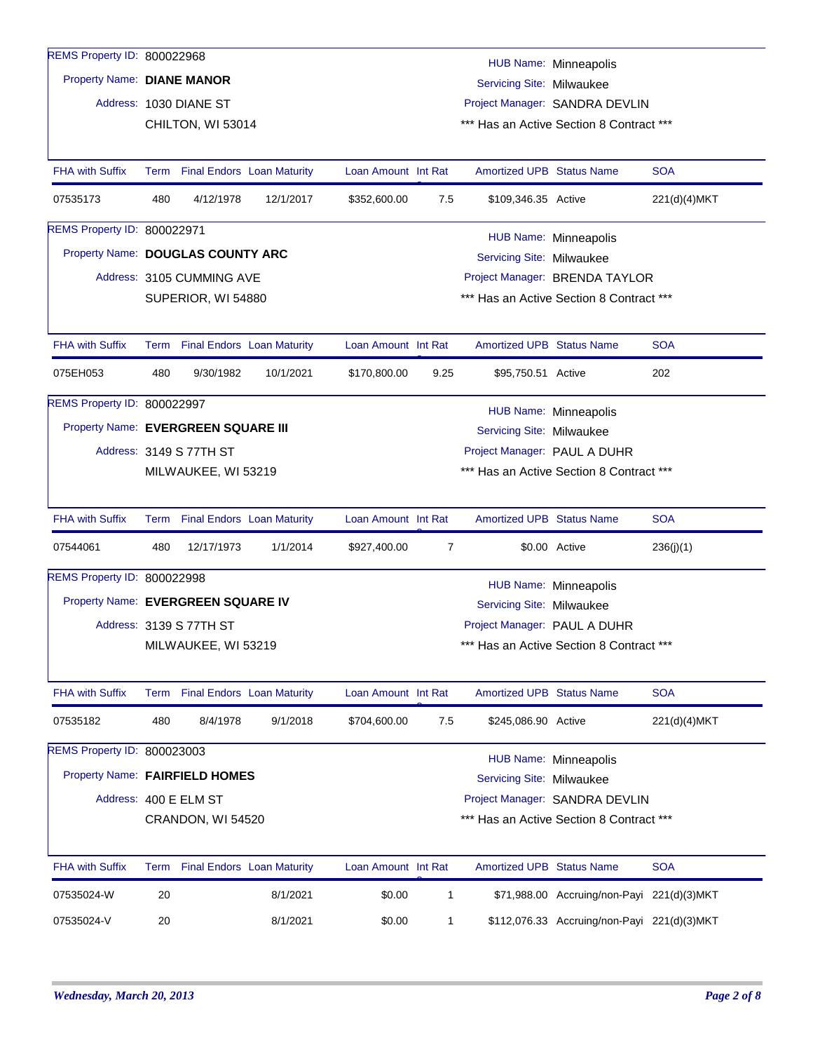REMS Property ID: 800022968

Property Name: **DIANE MANOR**

Address: 1030 DIANE ST
CHILTON, WI 53014

HUB Name: Minneapolis
Servicing Site: Milwaukee
Project Manager: SANDRA DEVLIN
*** Has an Active Section 8 Contract ***

| FHA with Suffix | Term | Final Endors | Loan Maturity | Loan Amount | Int Rat | Amortized UPB | Status Name | SOA |
|---|---|---|---|---|---|---|---|---|
| 07535173 | 480 | 4/12/1978 | 12/1/2017 | $352,600.00 | 7.5 | $109,346.35 | Active | 221(d)(4)MKT |

REMS Property ID: 800022971

Property Name: **DOUGLAS COUNTY ARC**

Address: 3105 CUMMING AVE
SUPERIOR, WI 54880

HUB Name: Minneapolis
Servicing Site: Milwaukee
Project Manager: BRENDA TAYLOR
*** Has an Active Section 8 Contract ***

| FHA with Suffix | Term | Final Endors | Loan Maturity | Loan Amount | Int Rat | Amortized UPB | Status Name | SOA |
|---|---|---|---|---|---|---|---|---|
| 075EH053 | 480 | 9/30/1982 | 10/1/2021 | $170,800.00 | 9.25 | $95,750.51 | Active | 202 |

REMS Property ID: 800022997

Property Name: **EVERGREEN SQUARE III**

Address: 3149 S 77TH ST
MILWAUKEE, WI 53219

HUB Name: Minneapolis
Servicing Site: Milwaukee
Project Manager: PAUL A DUHR
*** Has an Active Section 8 Contract ***

| FHA with Suffix | Term | Final Endors | Loan Maturity | Loan Amount | Int Rat | Amortized UPB | Status Name | SOA |
|---|---|---|---|---|---|---|---|---|
| 07544061 | 480 | 12/17/1973 | 1/1/2014 | $927,400.00 | 7 | $0.00 | Active | 236(j)(1) |

REMS Property ID: 800022998

Property Name: **EVERGREEN SQUARE IV**

Address: 3139 S 77TH ST
MILWAUKEE, WI 53219

HUB Name: Minneapolis
Servicing Site: Milwaukee
Project Manager: PAUL A DUHR
*** Has an Active Section 8 Contract ***

| FHA with Suffix | Term | Final Endors | Loan Maturity | Loan Amount | Int Rat | Amortized UPB | Status Name | SOA |
|---|---|---|---|---|---|---|---|---|
| 07535182 | 480 | 8/4/1978 | 9/1/2018 | $704,600.00 | 7.5 | $245,086.90 | Active | 221(d)(4)MKT |

REMS Property ID: 800023003

Property Name: **FAIRFIELD HOMES**

Address: 400 E ELM ST
CRANDON, WI 54520

HUB Name: Minneapolis
Servicing Site: Milwaukee
Project Manager: SANDRA DEVLIN
*** Has an Active Section 8 Contract ***

| FHA with Suffix | Term | Final Endors | Loan Maturity | Loan Amount | Int Rat | Amortized UPB | Status Name | SOA |
|---|---|---|---|---|---|---|---|---|
| 07535024-W | 20 | | 8/1/2021 | $0.00 | 1 | $71,988.00 | Accruing/non-Payi | 221(d)(3)MKT |
| 07535024-V | 20 | | 8/1/2021 | $0.00 | 1 | $112,076.33 | Accruing/non-Payi | 221(d)(3)MKT |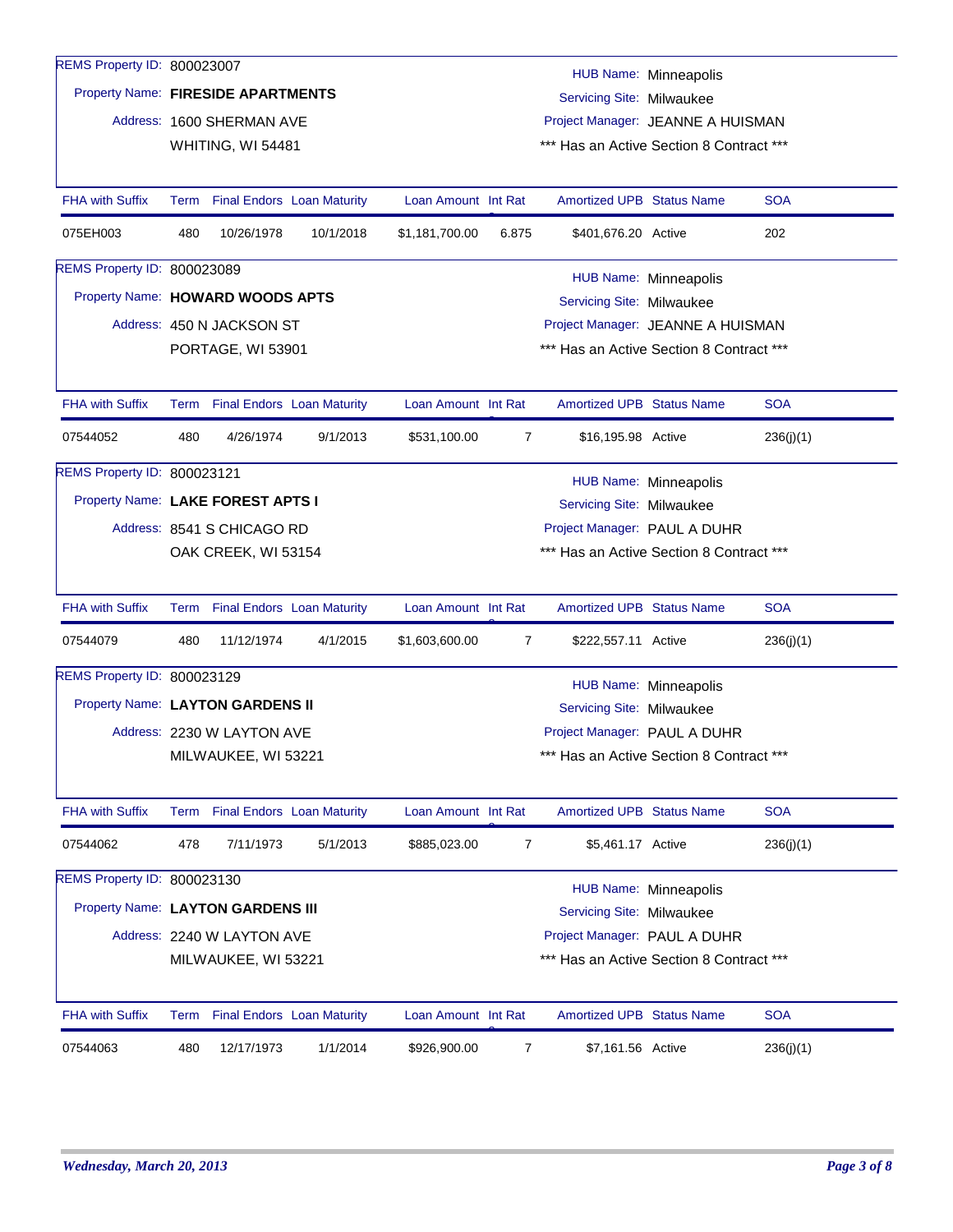REMS Property ID: 800023007
Property Name: **FIRESIDE APARTMENTS**
Address: 1600 SHERMAN AVE
WHITING, WI 54481

HUB Name: Minneapolis
Servicing Site: Milwaukee
Project Manager: JEANNE A HUISMAN
*** Has an Active Section 8 Contract ***

| FHA with Suffix | Term | Final Endors | Loan Maturity | Loan Amount | Int Rate | Amortized UPB | Status Name | SOA |
|---|---|---|---|---|---|---|---|---|
| 075EH003 | 480 | 10/26/1978 | 10/1/2018 | $1,181,700.00 | 6.875 | $401,676.20 | Active | 202 |

REMS Property ID: 800023089
Property Name: **HOWARD WOODS APTS**
Address: 450 N JACKSON ST
PORTAGE, WI 53901

HUB Name: Minneapolis
Servicing Site: Milwaukee
Project Manager: JEANNE A HUISMAN
*** Has an Active Section 8 Contract ***

| FHA with Suffix | Term | Final Endors | Loan Maturity | Loan Amount | Int Rate | Amortized UPB | Status Name | SOA |
|---|---|---|---|---|---|---|---|---|
| 07544052 | 480 | 4/26/1974 | 9/1/2013 | $531,100.00 | 7 | $16,195.98 | Active | 236(j)(1) |

REMS Property ID: 800023121
Property Name: **LAKE FOREST APTS I**
Address: 8541 S CHICAGO RD
OAK CREEK, WI 53154

HUB Name: Minneapolis
Servicing Site: Milwaukee
Project Manager: PAUL A DUHR
*** Has an Active Section 8 Contract ***

| FHA with Suffix | Term | Final Endors | Loan Maturity | Loan Amount | Int Rate | Amortized UPB | Status Name | SOA |
|---|---|---|---|---|---|---|---|---|
| 07544079 | 480 | 11/12/1974 | 4/1/2015 | $1,603,600.00 | 7 | $222,557.11 | Active | 236(j)(1) |

REMS Property ID: 800023129
Property Name: **LAYTON GARDENS II**
Address: 2230 W LAYTON AVE
MILWAUKEE, WI 53221

HUB Name: Minneapolis
Servicing Site: Milwaukee
Project Manager: PAUL A DUHR
*** Has an Active Section 8 Contract ***

| FHA with Suffix | Term | Final Endors | Loan Maturity | Loan Amount | Int Rate | Amortized UPB | Status Name | SOA |
|---|---|---|---|---|---|---|---|---|
| 07544062 | 478 | 7/11/1973 | 5/1/2013 | $885,023.00 | 7 | $5,461.17 | Active | 236(j)(1) |

REMS Property ID: 800023130
Property Name: **LAYTON GARDENS III**
Address: 2240 W LAYTON AVE
MILWAUKEE, WI 53221

HUB Name: Minneapolis
Servicing Site: Milwaukee
Project Manager: PAUL A DUHR
*** Has an Active Section 8 Contract ***

| FHA with Suffix | Term | Final Endors | Loan Maturity | Loan Amount | Int Rate | Amortized UPB | Status Name | SOA |
|---|---|---|---|---|---|---|---|---|
| 07544063 | 480 | 12/17/1973 | 1/1/2014 | $926,900.00 | 7 | $7,161.56 | Active | 236(j)(1) |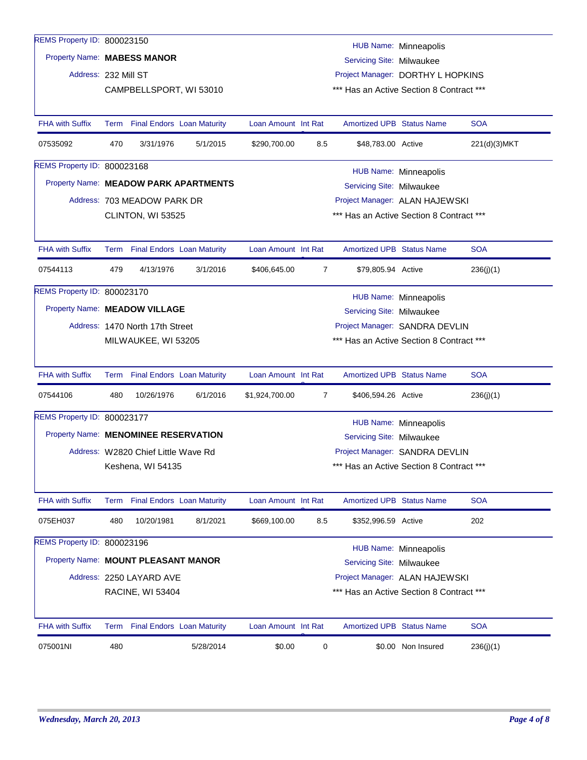REMS Property ID: 800023150
Property Name: **MABESS MANOR**
Address: 232 Mill ST
CAMPBELLSPORT, WI 53010

HUB Name: Minneapolis
Servicing Site: Milwaukee
Project Manager: DORTHY L HOPKINS
*** Has an Active Section 8 Contract ***

| FHA with Suffix | Term | Final Endors | Loan Maturity | Loan Amount | Int Rate | Amortized UPB | Status Name | SOA |
|---|---|---|---|---|---|---|---|---|
| 07535092 | 470 | 3/31/1976 | 5/1/2015 | $290,700.00 | 8.5 | $48,783.00 | Active | 221(d)(3)MKT |

REMS Property ID: 800023168
Property Name: **MEADOW PARK APARTMENTS**
Address: 703 MEADOW PARK DR
CLINTON, WI 53525

HUB Name: Minneapolis
Servicing Site: Milwaukee
Project Manager: ALAN HAJEWSKI
*** Has an Active Section 8 Contract ***

| FHA with Suffix | Term | Final Endors | Loan Maturity | Loan Amount | Int Rate | Amortized UPB | Status Name | SOA |
|---|---|---|---|---|---|---|---|---|
| 07544113 | 479 | 4/13/1976 | 3/1/2016 | $406,645.00 | 7 | $79,805.94 | Active | 236(j)(1) |

REMS Property ID: 800023170
Property Name: **MEADOW VILLAGE**
Address: 1470 North 17th Street
MILWAUKEE, WI 53205

HUB Name: Minneapolis
Servicing Site: Milwaukee
Project Manager: SANDRA DEVLIN
*** Has an Active Section 8 Contract ***

| FHA with Suffix | Term | Final Endors | Loan Maturity | Loan Amount | Int Rate | Amortized UPB | Status Name | SOA |
|---|---|---|---|---|---|---|---|---|
| 07544106 | 480 | 10/26/1976 | 6/1/2016 | $1,924,700.00 | 7 | $406,594.26 | Active | 236(j)(1) |

REMS Property ID: 800023177
Property Name: **MENOMINEE RESERVATION**
Address: W2820 Chief Little Wave Rd
Keshena, WI 54135

HUB Name: Minneapolis
Servicing Site: Milwaukee
Project Manager: SANDRA DEVLIN
*** Has an Active Section 8 Contract ***

| FHA with Suffix | Term | Final Endors | Loan Maturity | Loan Amount | Int Rate | Amortized UPB | Status Name | SOA |
|---|---|---|---|---|---|---|---|---|
| 075EH037 | 480 | 10/20/1981 | 8/1/2021 | $669,100.00 | 8.5 | $352,996.59 | Active | 202 |

REMS Property ID: 800023196
Property Name: **MOUNT PLEASANT MANOR**
Address: 2250 LAYARD AVE
RACINE, WI 53404

HUB Name: Minneapolis
Servicing Site: Milwaukee
Project Manager: ALAN HAJEWSKI
*** Has an Active Section 8 Contract ***

| FHA with Suffix | Term | Final Endors | Loan Maturity | Loan Amount | Int Rate | Amortized UPB | Status Name | SOA |
|---|---|---|---|---|---|---|---|---|
| 075001NI | 480 | | 5/28/2014 | $0.00 | 0 | $0.00 | Non Insured | 236(j)(1) |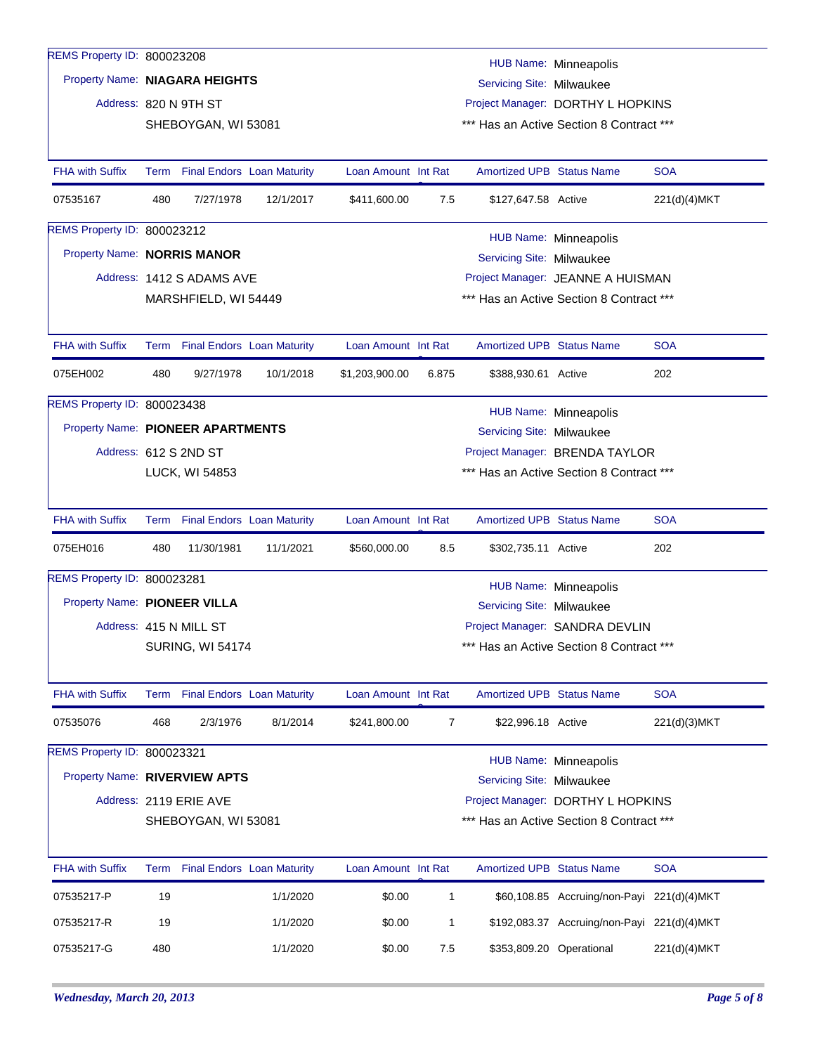REMS Property ID: 800023208
Property Name: **NIAGARA HEIGHTS**
Address: 820 N 9TH ST
SHEBOYGAN, WI 53081

HUB Name: Minneapolis
Servicing Site: Milwaukee
Project Manager: DORTHY L HOPKINS
*** Has an Active Section 8 Contract ***

| FHA with Suffix | Term | Final Endors | Loan Maturity | Loan Amount | Int Rate | Amortized UPB | Status Name | SOA |
|---|---|---|---|---|---|---|---|---|
| 07535167 | 480 | 7/27/1978 | 12/1/2017 | $411,600.00 | 7.5 | $127,647.58 | Active | 221(d)(4)MKT |

REMS Property ID: 800023212
Property Name: **NORRIS MANOR**
Address: 1412 S ADAMS AVE
MARSHFIELD, WI 54449

HUB Name: Minneapolis
Servicing Site: Milwaukee
Project Manager: JEANNE A HUISMAN
*** Has an Active Section 8 Contract ***

| FHA with Suffix | Term | Final Endors | Loan Maturity | Loan Amount | Int Rate | Amortized UPB | Status Name | SOA |
|---|---|---|---|---|---|---|---|---|
| 075EH002 | 480 | 9/27/1978 | 10/1/2018 | $1,203,900.00 | 6.875 | $388,930.61 | Active | 202 |

REMS Property ID: 800023438
Property Name: **PIONEER APARTMENTS**
Address: 612 S 2ND ST
LUCK, WI 54853

HUB Name: Minneapolis
Servicing Site: Milwaukee
Project Manager: BRENDA TAYLOR
*** Has an Active Section 8 Contract ***

| FHA with Suffix | Term | Final Endors | Loan Maturity | Loan Amount | Int Rate | Amortized UPB | Status Name | SOA |
|---|---|---|---|---|---|---|---|---|
| 075EH016 | 480 | 11/30/1981 | 11/1/2021 | $560,000.00 | 8.5 | $302,735.11 | Active | 202 |

REMS Property ID: 800023281
Property Name: **PIONEER VILLA**
Address: 415 N MILL ST
SURING, WI 54174

HUB Name: Minneapolis
Servicing Site: Milwaukee
Project Manager: SANDRA DEVLIN
*** Has an Active Section 8 Contract ***

| FHA with Suffix | Term | Final Endors | Loan Maturity | Loan Amount | Int Rate | Amortized UPB | Status Name | SOA |
|---|---|---|---|---|---|---|---|---|
| 07535076 | 468 | 2/3/1976 | 8/1/2014 | $241,800.00 | 7 | $22,996.18 | Active | 221(d)(3)MKT |

REMS Property ID: 800023321
Property Name: **RIVERVIEW APTS**
Address: 2119 ERIE AVE
SHEBOYGAN, WI 53081

HUB Name: Minneapolis
Servicing Site: Milwaukee
Project Manager: DORTHY L HOPKINS
*** Has an Active Section 8 Contract ***

| FHA with Suffix | Term | Final Endors | Loan Maturity | Loan Amount | Int Rate | Amortized UPB | Status Name | SOA |
|---|---|---|---|---|---|---|---|---|
| 07535217-P | 19 | | 1/1/2020 | $0.00 | 1 | $60,108.85 | Accruing/non-Payi | 221(d)(4)MKT |
| 07535217-R | 19 | | 1/1/2020 | $0.00 | 1 | $192,083.37 | Accruing/non-Payi | 221(d)(4)MKT |
| 07535217-G | 480 | | 1/1/2020 | $0.00 | 7.5 | $353,809.20 | Operational | 221(d)(4)MKT |

*Wednesday, March 20, 2013*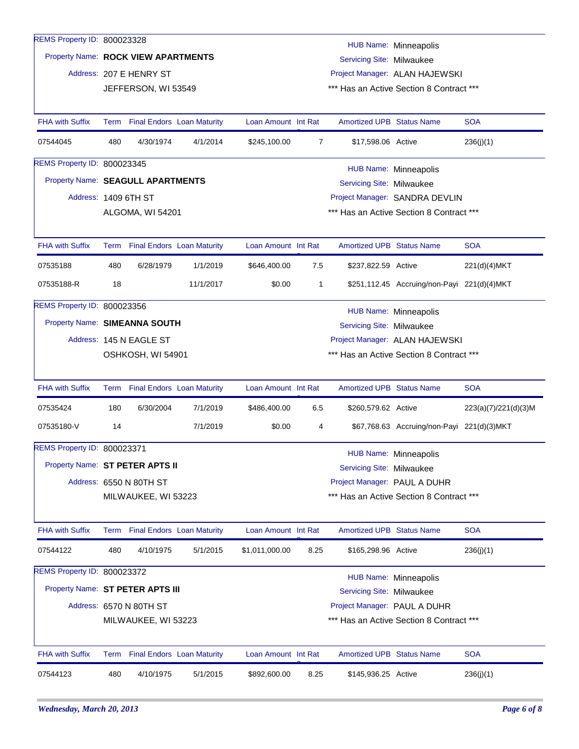REMS Property ID: 800023328

Property Name: **ROCK VIEW APARTMENTS**

Address: 207 E HENRY ST
JEFFERSON, WI 53549

HUB Name: Minneapolis
Servicing Site: Milwaukee
Project Manager: ALAN HAJEWSKI
*** Has an Active Section 8 Contract ***

| FHA with Suffix | Term | Final Endors | Loan Maturity | Loan Amount | Int Rate | Amortized UPB | Status Name | SOA |
|---|---|---|---|---|---|---|---|---|
| 07544045 | 480 | 4/30/1974 | 4/1/2014 | $245,100.00 | 7 | $17,598.06 | Active | 236(j)(1) |

REMS Property ID: 800023345

Property Name: **SEAGULL APARTMENTS**

Address: 1409 6TH ST
ALGOMA, WI 54201

HUB Name: Minneapolis
Servicing Site: Milwaukee
Project Manager: SANDRA DEVLIN
*** Has an Active Section 8 Contract ***

| FHA with Suffix | Term | Final Endors | Loan Maturity | Loan Amount | Int Rate | Amortized UPB | Status Name | SOA |
|---|---|---|---|---|---|---|---|---|
| 07535188 | 480 | 6/28/1979 | 1/1/2019 | $646,400.00 | 7.5 | $237,822.59 | Active | 221(d)(4)MKT |
| 07535188-R | 18 | | 11/1/2017 | $0.00 | 1 | $251,112.45 | Accruing/non-Payi | 221(d)(4)MKT |

REMS Property ID: 800023356

Property Name: **SIMEANNA SOUTH**

Address: 145 N EAGLE ST
OSHKOSH, WI 54901

HUB Name: Minneapolis
Servicing Site: Milwaukee
Project Manager: ALAN HAJEWSKI
*** Has an Active Section 8 Contract ***

| FHA with Suffix | Term | Final Endors | Loan Maturity | Loan Amount | Int Rate | Amortized UPB | Status Name | SOA |
|---|---|---|---|---|---|---|---|---|
| 07535424 | 180 | 6/30/2004 | 7/1/2019 | $486,400.00 | 6.5 | $260,579.62 | Active | 223(a)(7)/221(d)(3)M |
| 07535180-V | 14 | | 7/1/2019 | $0.00 | 4 | $67,768.63 | Accruing/non-Payi | 221(d)(3)MKT |

REMS Property ID: 800023371

Property Name: **ST PETER APTS II**

Address: 6550 N 80TH ST
MILWAUKEE, WI 53223

HUB Name: Minneapolis
Servicing Site: Milwaukee
Project Manager: PAUL A DUHR
*** Has an Active Section 8 Contract ***

| FHA with Suffix | Term | Final Endors | Loan Maturity | Loan Amount | Int Rate | Amortized UPB | Status Name | SOA |
|---|---|---|---|---|---|---|---|---|
| 07544122 | 480 | 4/10/1975 | 5/1/2015 | $1,011,000.00 | 8.25 | $165,298.96 | Active | 236(j)(1) |

REMS Property ID: 800023372

Property Name: **ST PETER APTS III**

Address: 6570 N 80TH ST
MILWAUKEE, WI 53223

HUB Name: Minneapolis
Servicing Site: Milwaukee
Project Manager: PAUL A DUHR
*** Has an Active Section 8 Contract ***

| FHA with Suffix | Term | Final Endors | Loan Maturity | Loan Amount | Int Rate | Amortized UPB | Status Name | SOA |
|---|---|---|---|---|---|---|---|---|
| 07544123 | 480 | 4/10/1975 | 5/1/2015 | $892,600.00 | 8.25 | $145,936.25 | Active | 236(j)(1) |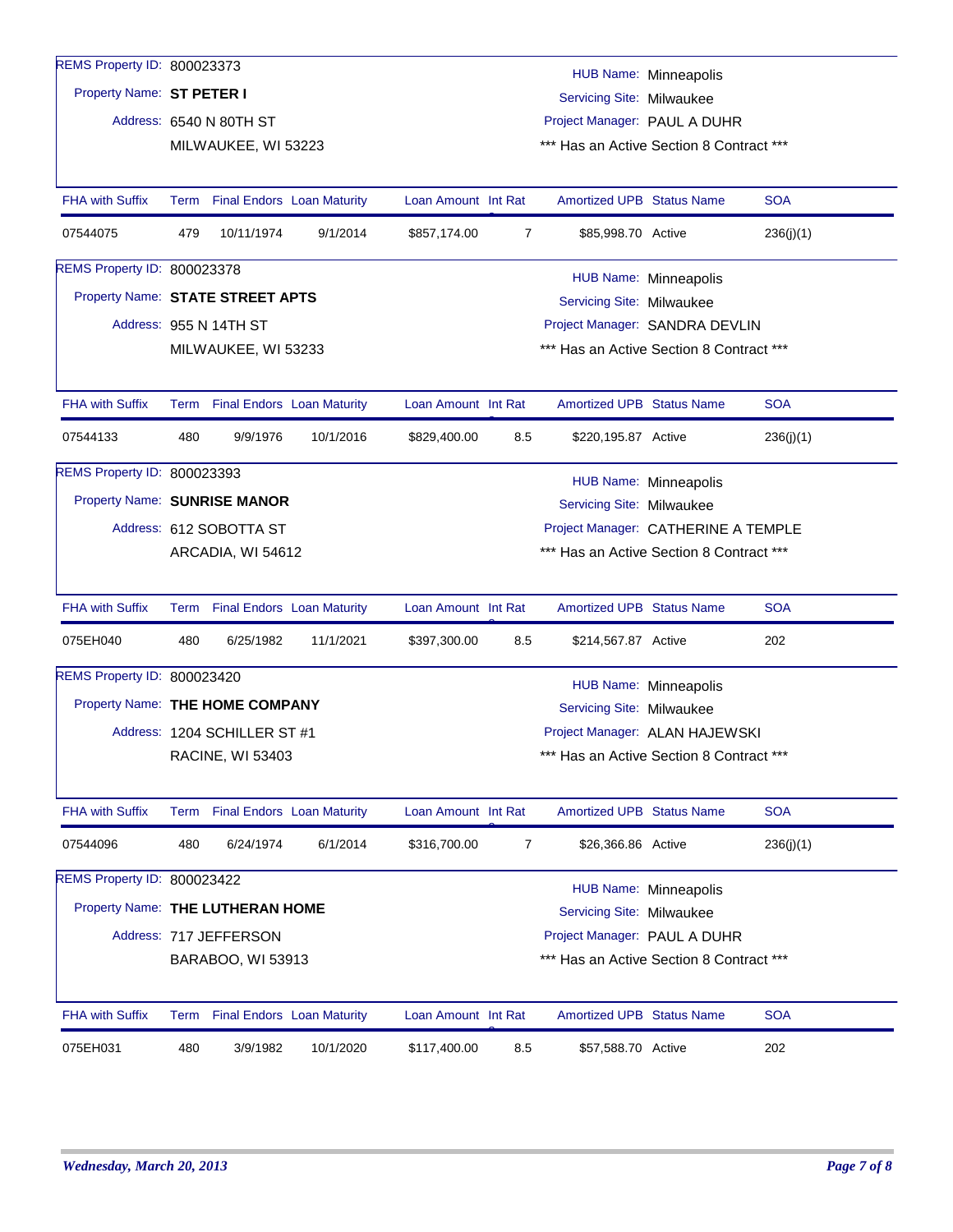REMS Property ID: 800023373

Property Name: **ST PETER I**

Address: 6540 N 80TH ST

MILWAUKEE, WI 53223

HUB Name: Minneapolis

Servicing Site: Milwaukee

Project Manager: PAUL A DUHR

*** Has an Active Section 8 Contract ***

| FHA with Suffix | Term | Final Endors | Loan Maturity | Loan Amount | Int Rate | Amortized UPB | Status Name | SOA |
|---|---|---|---|---|---|---|---|---|
| 07544075 | 479 | 10/11/1974 | 9/1/2014 | $857,174.00 | 7 | $85,998.70 | Active | 236(j)(1) |

REMS Property ID: 800023378

Property Name: **STATE STREET APTS**

Address: 955 N 14TH ST

MILWAUKEE, WI 53233

HUB Name: Minneapolis

Servicing Site: Milwaukee

Project Manager: SANDRA DEVLIN

*** Has an Active Section 8 Contract ***

| FHA with Suffix | Term | Final Endors | Loan Maturity | Loan Amount | Int Rate | Amortized UPB | Status Name | SOA |
|---|---|---|---|---|---|---|---|---|
| 07544133 | 480 | 9/9/1976 | 10/1/2016 | $829,400.00 | 8.5 | $220,195.87 | Active | 236(j)(1) |

REMS Property ID: 800023393

Property Name: **SUNRISE MANOR**

Address: 612 SOBOTTA ST

ARCADIA, WI 54612

HUB Name: Minneapolis

Servicing Site: Milwaukee

Project Manager: CATHERINE A TEMPLE

*** Has an Active Section 8 Contract ***

| FHA with Suffix | Term | Final Endors | Loan Maturity | Loan Amount | Int Rate | Amortized UPB | Status Name | SOA |
|---|---|---|---|---|---|---|---|---|
| 075EH040 | 480 | 6/25/1982 | 11/1/2021 | $397,300.00 | 8.5 | $214,567.87 | Active | 202 |

REMS Property ID: 800023420

Property Name: **THE HOME COMPANY**

Address: 1204 SCHILLER ST #1

RACINE, WI 53403

HUB Name: Minneapolis

Servicing Site: Milwaukee

Project Manager: ALAN HAJEWSKI

*** Has an Active Section 8 Contract ***

| FHA with Suffix | Term | Final Endors | Loan Maturity | Loan Amount | Int Rate | Amortized UPB | Status Name | SOA |
|---|---|---|---|---|---|---|---|---|
| 07544096 | 480 | 6/24/1974 | 6/1/2014 | $316,700.00 | 7 | $26,366.86 | Active | 236(j)(1) |

REMS Property ID: 800023422

Property Name: **THE LUTHERAN HOME**

Address: 717 JEFFERSON

BARABOO, WI 53913

HUB Name: Minneapolis

Servicing Site: Milwaukee

Project Manager: PAUL A DUHR

*** Has an Active Section 8 Contract ***

| FHA with Suffix | Term | Final Endors | Loan Maturity | Loan Amount | Int Rate | Amortized UPB | Status Name | SOA |
|---|---|---|---|---|---|---|---|---|
| 075EH031 | 480 | 3/9/1982 | 10/1/2020 | $117,400.00 | 8.5 | $57,588.70 | Active | 202 |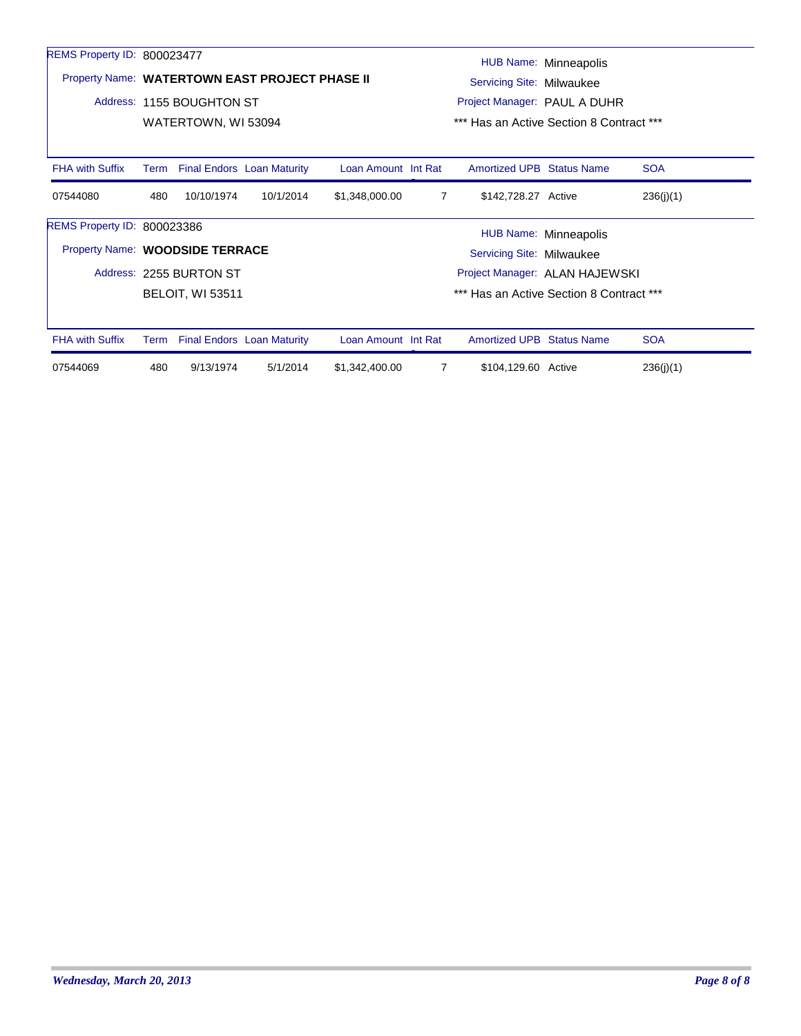REMS Property ID: 800023477

Property Name: **WATERTOWN EAST PROJECT PHASE II**

Address: 1155 BOUGHTON ST
WATERTOWN, WI 53094

HUB Name: Minneapolis
Servicing Site: Milwaukee
Project Manager: PAUL A DUHR
*** Has an Active Section 8 Contract ***

| FHA with Suffix | Term | Final Endors | Loan Maturity | Loan Amount | Int Rate | Amortized UPB | Status Name | SOA |
|---|---|---|---|---|---|---|---|---|
| 07544080 | 480 | 10/10/1974 | 10/1/2014 | $1,348,000.00 | 7 | $142,728.27 | Active | 236(j)(1) |

REMS Property ID: 800023386

Property Name: **WOODSIDE TERRACE**

Address: 2255 BURTON ST
BELOIT, WI 53511

HUB Name: Minneapolis
Servicing Site: Milwaukee
Project Manager: ALAN HAJEWSKI
*** Has an Active Section 8 Contract ***

| FHA with Suffix | Term | Final Endors | Loan Maturity | Loan Amount | Int Rate | Amortized UPB | Status Name | SOA |
|---|---|---|---|---|---|---|---|---|
| 07544069 | 480 | 9/13/1974 | 5/1/2014 | $1,342,400.00 | 7 | $104,129.60 | Active | 236(j)(1) |

*Wednesday, March 20, 2013*